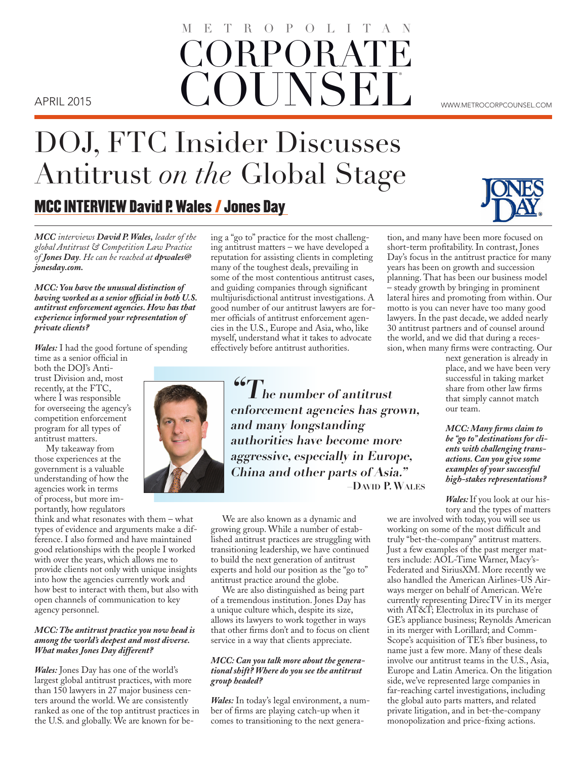# DOJ, FTC Insider Discusses Antitrust *on the* Global Stage

## MCC INTERVIEW David P. Wales / Jones Day

*MCC interviews **David P. Wales,** leader of the global Antitrust & Competition Law Practice of **Jones Day**. He can be reached at **dpwales@jonesday.com.***

***MCC: You have the unusual distinction of having worked as a senior official in both U.S. antitrust enforcement agencies. How has that experience informed your representation of private clients?***

***Wales:*** I had the good fortune of spending time as a senior official in both the DOJ's Antitrust Division and, most recently, at the FTC, where I was responsible for overseeing the agency's competition enforcement program for all types of antitrust matters.

My takeaway from those experiences at the government is a valuable understanding of how the agencies work in terms of process, but more importantly, how regulators think and what resonates with them – what types of evidence and arguments make a difference. I also formed and have maintained good relationships with the people I worked with over the years, which allows me to provide clients not only with unique insights into how the agencies currently work and how best to interact with them, but also with open channels of communication to key agency personnel.

***MCC: The antitrust practice you now head is among the world's deepest and most diverse. What makes Jones Day different?***

***Wales:*** Jones Day has one of the world's largest global antitrust practices, with more than 150 lawyers in 27 major business centers around the world. We are consistently ranked as one of the top antitrust practices in the U.S. and globally. We are known for being a "go to" practice for the most challenging antitrust matters – we have developed a reputation for assisting clients in completing many of the toughest deals, prevailing in some of the most contentious antitrust cases, and guiding companies through significant multijurisdictional antitrust investigations. A good number of our antitrust lawyers are former officials of antitrust enforcement agencies in the U.S., Europe and Asia, who, like myself, understand what it takes to advocate effectively before antitrust authorities.

> ***"The number of antitrust enforcement agencies has grown, and many longstanding authorities have become more aggressive, especially in Europe, China and other parts of Asia."***
> –David P. Wales

We are also known as a dynamic and growing group. While a number of established antitrust practices are struggling with transitioning leadership, we have continued to build the next generation of antitrust experts and hold our position as the "go to" antitrust practice around the globe.

We are also distinguished as being part of a tremendous institution. Jones Day has a unique culture which, despite its size, allows its lawyers to work together in ways that other firms don't and to focus on client service in a way that clients appreciate.

***MCC: Can you talk more about the generational shift? Where do you see the antitrust group headed?***

***Wales:*** In today's legal environment, a number of firms are playing catch-up when it comes to transitioning to the next generation, and many have been more focused on short-term profitability. In contrast, Jones Day's focus in the antitrust practice for many years has been on growth and succession planning. That has been our business model – steady growth by bringing in prominent lateral hires and promoting from within. Our motto is you can never have too many good lawyers. In the past decade, we added nearly 30 antitrust partners and of counsel around the world, and we did that during a recession, when many firms were contracting. Our next generation is already in place, and we have been very successful in taking market share from other law firms that simply cannot match our team.

***MCC: Many firms claim to be "go to" destinations for clients with challenging transactions. Can you give some examples of your successful high-stakes representations?***

***Wales:*** If you look at our history and the types of matters we are involved with today, you will see us working on some of the most difficult and truly "bet-the-company" antitrust matters. Just a few examples of the past merger matters include: AOL-Time Warner, Macy's-Federated and SiriusXM. More recently we also handled the American Airlines-US Airways merger on behalf of American. We're currently representing DirecTV in its merger with AT&T; Electrolux in its purchase of GE's appliance business; Reynolds American in its merger with Lorillard; and CommScope's acquisition of TE's fiber business, to name just a few more. Many of these deals involve our antitrust teams in the U.S., Asia, Europe and Latin America. On the litigation side, we've represented large companies in far-reaching cartel investigations, including the global auto parts matters, and related private litigation, and in bet-the-company monopolization and price-fixing actions.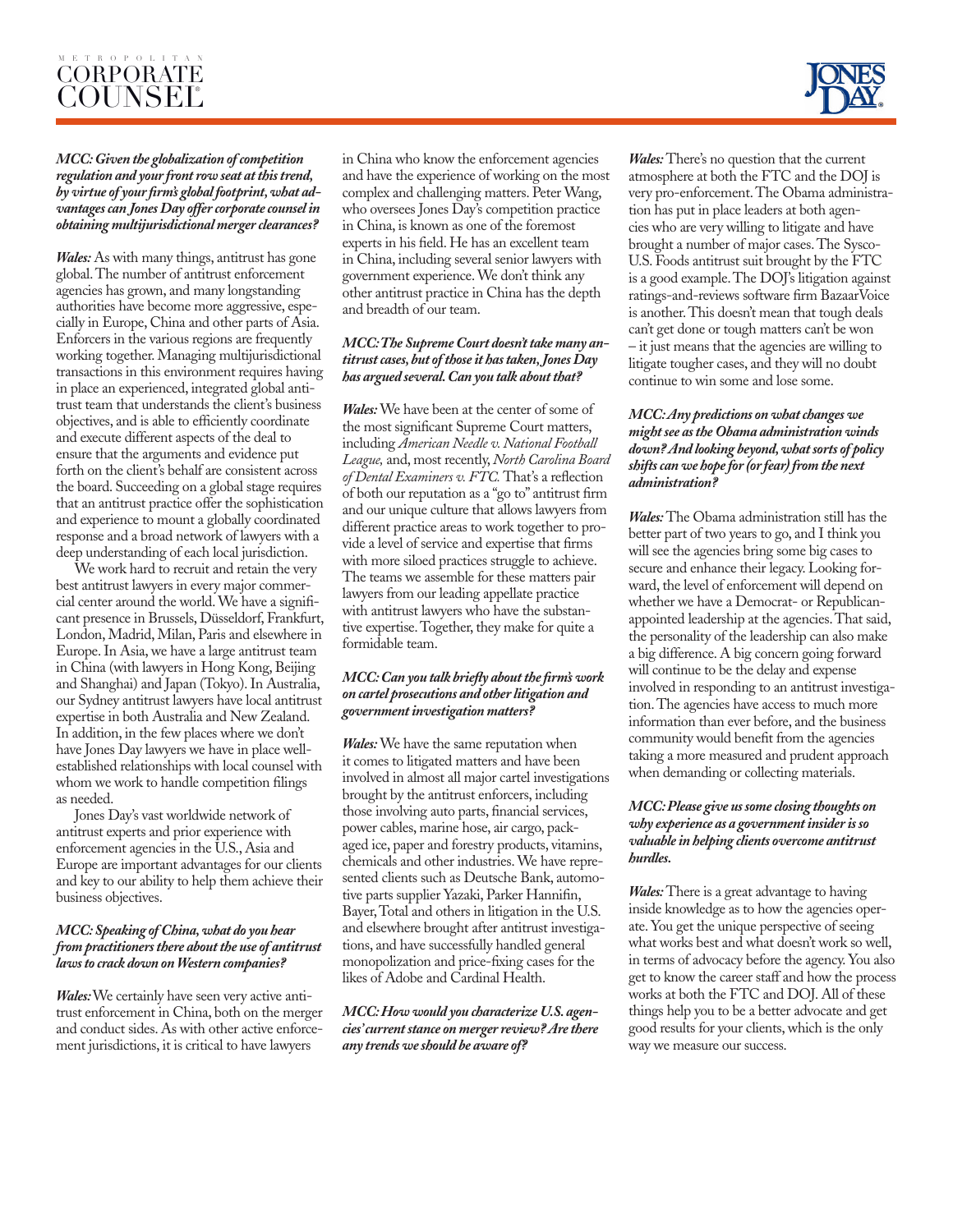***MCC: Given the globalization of competition regulation and your front row seat at this trend, by virtue of your firm's global footprint, what advantages can Jones Day offer corporate counsel in obtaining multijurisdictional merger clearances?***

***Wales:*** As with many things, antitrust has gone global. The number of antitrust enforcement agencies has grown, and many longstanding authorities have become more aggressive, especially in Europe, China and other parts of Asia. Enforcers in the various regions are frequently working together. Managing multijurisdictional transactions in this environment requires having in place an experienced, integrated global antitrust team that understands the client's business objectives, and is able to efficiently coordinate and execute different aspects of the deal to ensure that the arguments and evidence put forth on the client's behalf are consistent across the board. Succeeding on a global stage requires that an antitrust practice offer the sophistication and experience to mount a globally coordinated response and a broad network of lawyers with a deep understanding of each local jurisdiction.

We work hard to recruit and retain the very best antitrust lawyers in every major commercial center around the world. We have a significant presence in Brussels, Düsseldorf, Frankfurt, London, Madrid, Milan, Paris and elsewhere in Europe. In Asia, we have a large antitrust team in China (with lawyers in Hong Kong, Beijing and Shanghai) and Japan (Tokyo). In Australia, our Sydney antitrust lawyers have local antitrust expertise in both Australia and New Zealand. In addition, in the few places where we don't have Jones Day lawyers we have in place well-established relationships with local counsel with whom we work to handle competition filings as needed.

Jones Day's vast worldwide network of antitrust experts and prior experience with enforcement agencies in the U.S., Asia and Europe are important advantages for our clients and key to our ability to help them achieve their business objectives.

***MCC: Speaking of China, what do you hear from practitioners there about the use of antitrust laws to crack down on Western companies?***

***Wales:*** We certainly have seen very active antitrust enforcement in China, both on the merger and conduct sides. As with other active enforcement jurisdictions, it is critical to have lawyers in China who know the enforcement agencies and have the experience of working on the most complex and challenging matters. Peter Wang, who oversees Jones Day's competition practice in China, is known as one of the foremost experts in his field. He has an excellent team in China, including several senior lawyers with government experience. We don't think any other antitrust practice in China has the depth and breadth of our team.

***MCC: The Supreme Court doesn't take many antitrust cases, but of those it has taken, Jones Day has argued several. Can you talk about that?***

***Wales:*** We have been at the center of some of the most significant Supreme Court matters, including *American Needle v. National Football League,* and, most recently, *North Carolina Board of Dental Examiners v. FTC.* That's a reflection of both our reputation as a "go to" antitrust firm and our unique culture that allows lawyers from different practice areas to work together to provide a level of service and expertise that firms with more siloed practices struggle to achieve. The teams we assemble for these matters pair lawyers from our leading appellate practice with antitrust lawyers who have the substantive expertise. Together, they make for quite a formidable team.

***MCC: Can you talk briefly about the firm's work on cartel prosecutions and other litigation and government investigation matters?***

***Wales:*** We have the same reputation when it comes to litigated matters and have been involved in almost all major cartel investigations brought by the antitrust enforcers, including those involving auto parts, financial services, power cables, marine hose, air cargo, packaged ice, paper and forestry products, vitamins, chemicals and other industries. We have represented clients such as Deutsche Bank, automotive parts supplier Yazaki, Parker Hannifin, Bayer, Total and others in litigation in the U.S. and elsewhere brought after antitrust investigations, and have successfully handled general monopolization and price-fixing cases for the likes of Adobe and Cardinal Health.

***MCC: How would you characterize U.S. agencies' current stance on merger review? Are there any trends we should be aware of?***

***Wales:*** There's no question that the current atmosphere at both the FTC and the DOJ is very pro-enforcement. The Obama administration has put in place leaders at both agencies who are very willing to litigate and have brought a number of major cases. The Sysco-U.S. Foods antitrust suit brought by the FTC is a good example. The DOJ's litigation against ratings-and-reviews software firm BazaarVoice is another. This doesn't mean that tough deals can't get done or tough matters can't be won – it just means that the agencies are willing to litigate tougher cases, and they will no doubt continue to win some and lose some.

***MCC: Any predictions on what changes we might see as the Obama administration winds down? And looking beyond, what sorts of policy shifts can we hope for (or fear) from the next administration?***

***Wales:*** The Obama administration still has the better part of two years to go, and I think you will see the agencies bring some big cases to secure and enhance their legacy. Looking forward, the level of enforcement will depend on whether we have a Democrat- or Republican-appointed leadership at the agencies. That said, the personality of the leadership can also make a big difference. A big concern going forward will continue to be the delay and expense involved in responding to an antitrust investigation. The agencies have access to much more information than ever before, and the business community would benefit from the agencies taking a more measured and prudent approach when demanding or collecting materials.

***MCC: Please give us some closing thoughts on why experience as a government insider is so valuable in helping clients overcome antitrust hurdles.***

***Wales:*** There is a great advantage to having inside knowledge as to how the agencies operate. You get the unique perspective of seeing what works best and what doesn't work so well, in terms of advocacy before the agency. You also get to know the career staff and how the process works at both the FTC and DOJ. All of these things help you to be a better advocate and get good results for your clients, which is the only way we measure our success.